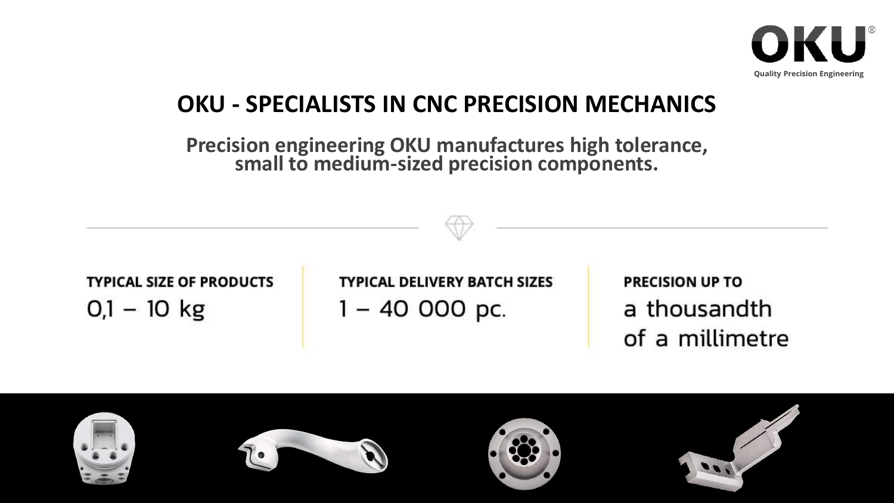OKU®

Quality Precision Engineering

# OKU - SPECIALISTS IN CNC PRECISION MECHANICS

**Precision engineering OKU manufactures high tolerance, small to medium-sized precision components.**

**TYPICAL SIZE OF PRODUCTS**

0,1 – 10 kg

**TYPICAL DELIVERY BATCH SIZES**

1 – 40 000 pc.

**PRECISION UP TO**

a thousandth of a millimetre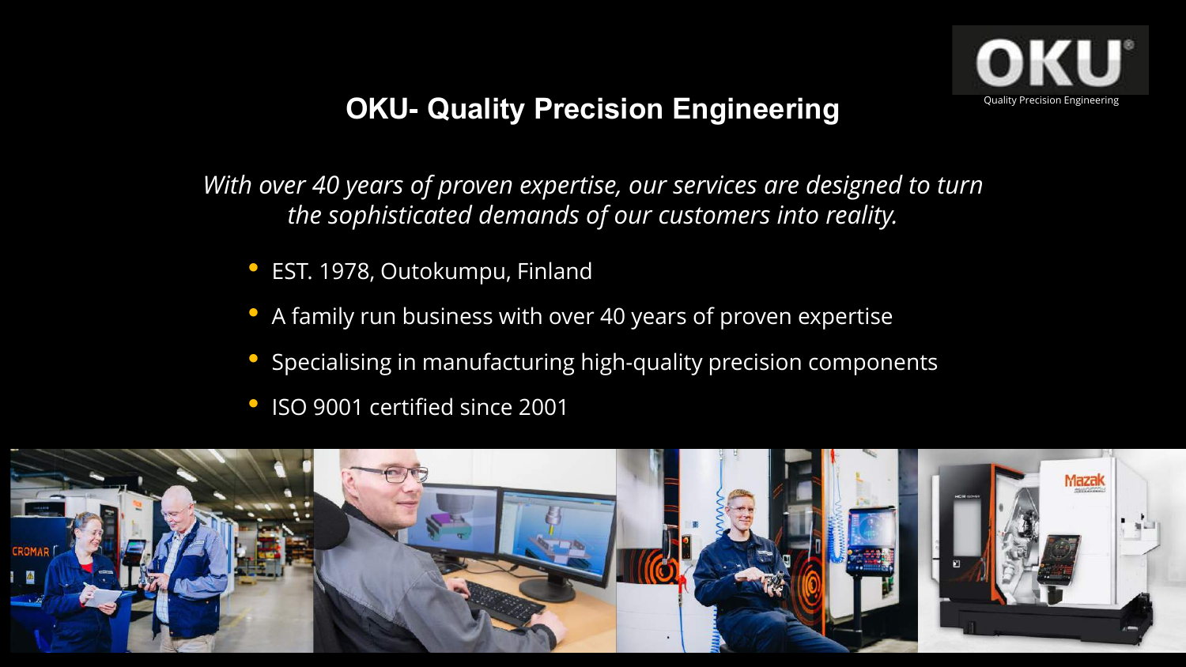# OKU- Quality Precision Engineering

*With over 40 years of proven expertise, our services are designed to turn the sophisticated demands of our customers into reality.*

- EST. 1978, Outokumpu, Finland
- A family run business with over 40 years of proven expertise
- Specialising in manufacturing high-quality precision components
- ISO 9001 certified since 2001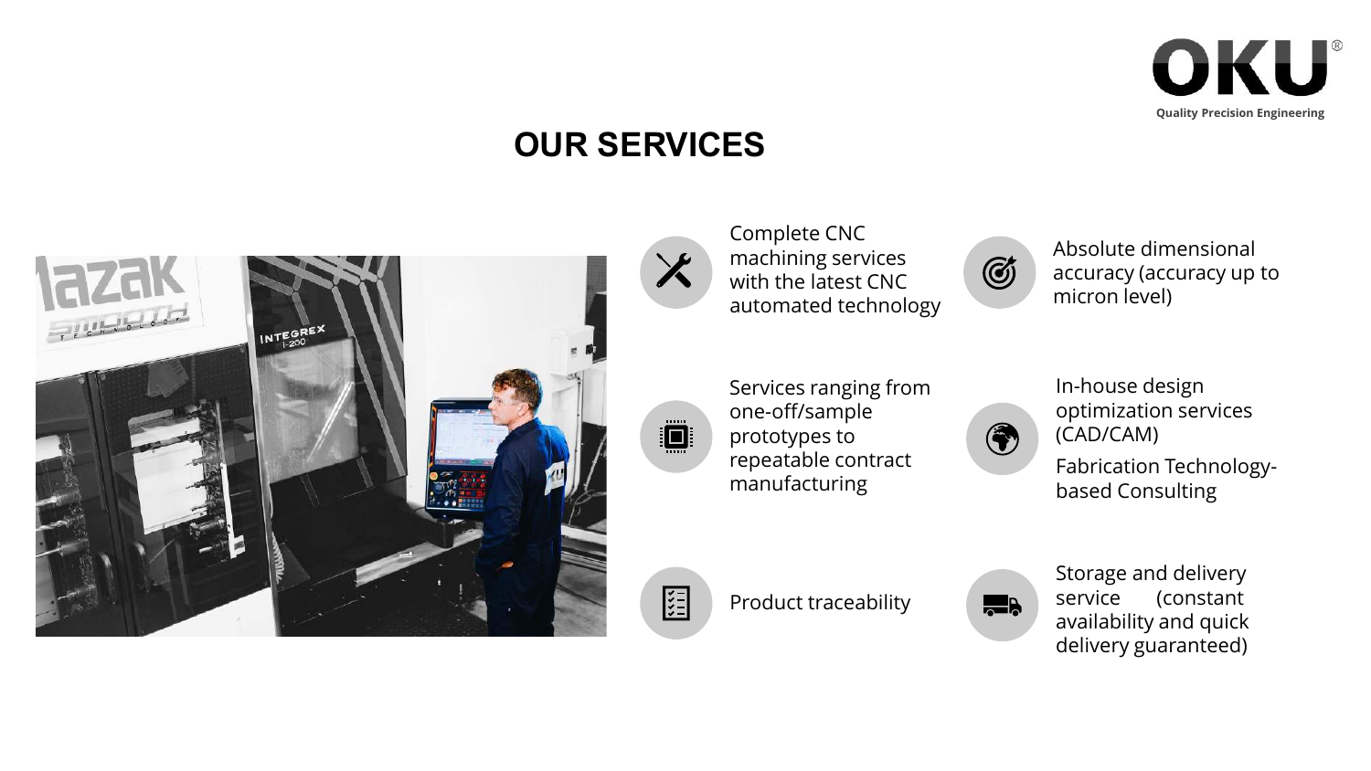# OUR SERVICES

- Complete CNC machining services with the latest CNC automated technology
- Absolute dimensional accuracy (accuracy up to micron level)
- Services ranging from one-off/sample prototypes to repeatable contract manufacturing
- In-house design optimization services (CAD/CAM)

  Fabrication Technology-based Consulting
- Product traceability
- Storage and delivery service (constant availability and quick delivery guaranteed)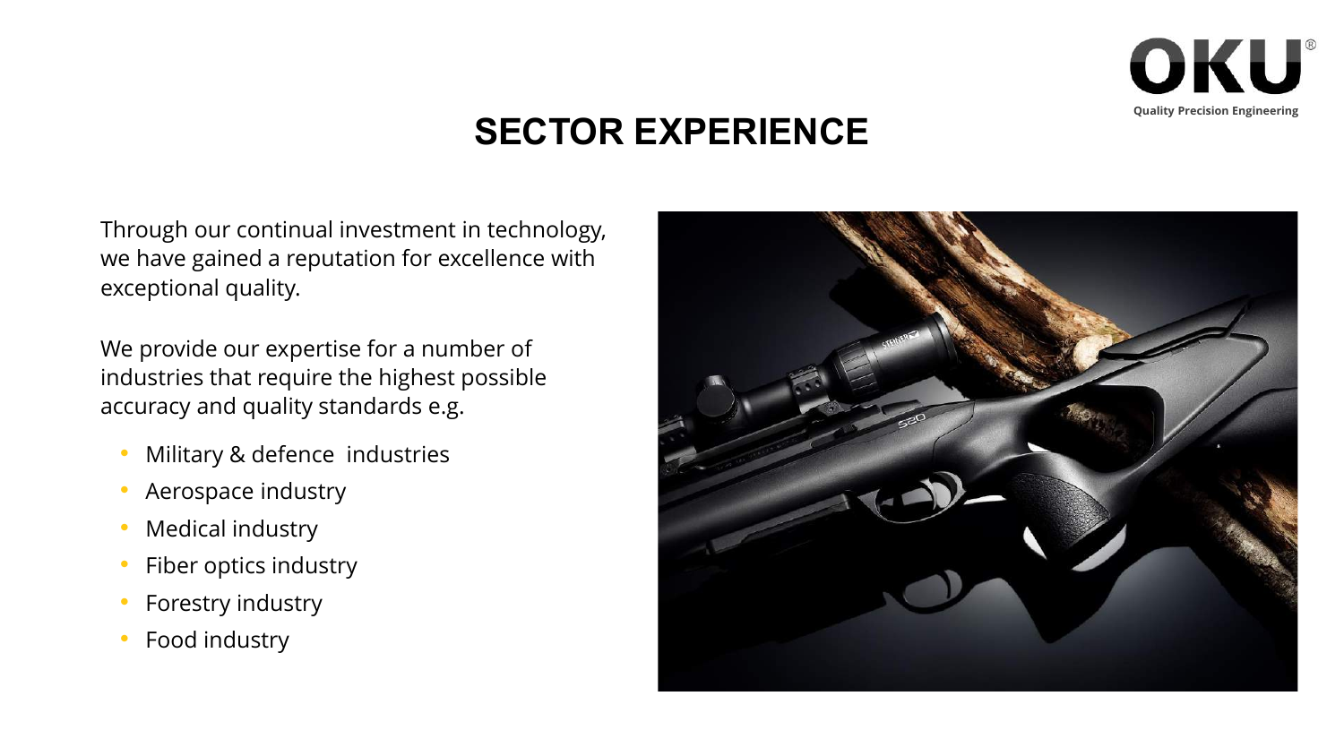# SECTOR EXPERIENCE

Through our continual investment in technology, we have gained a reputation for excellence with exceptional quality.

We provide our expertise for a number of industries that require the highest possible accuracy and quality standards e.g.

- Military & defence industries
- Aerospace industry
- Medical industry
- Fiber optics industry
- Forestry industry
- Food industry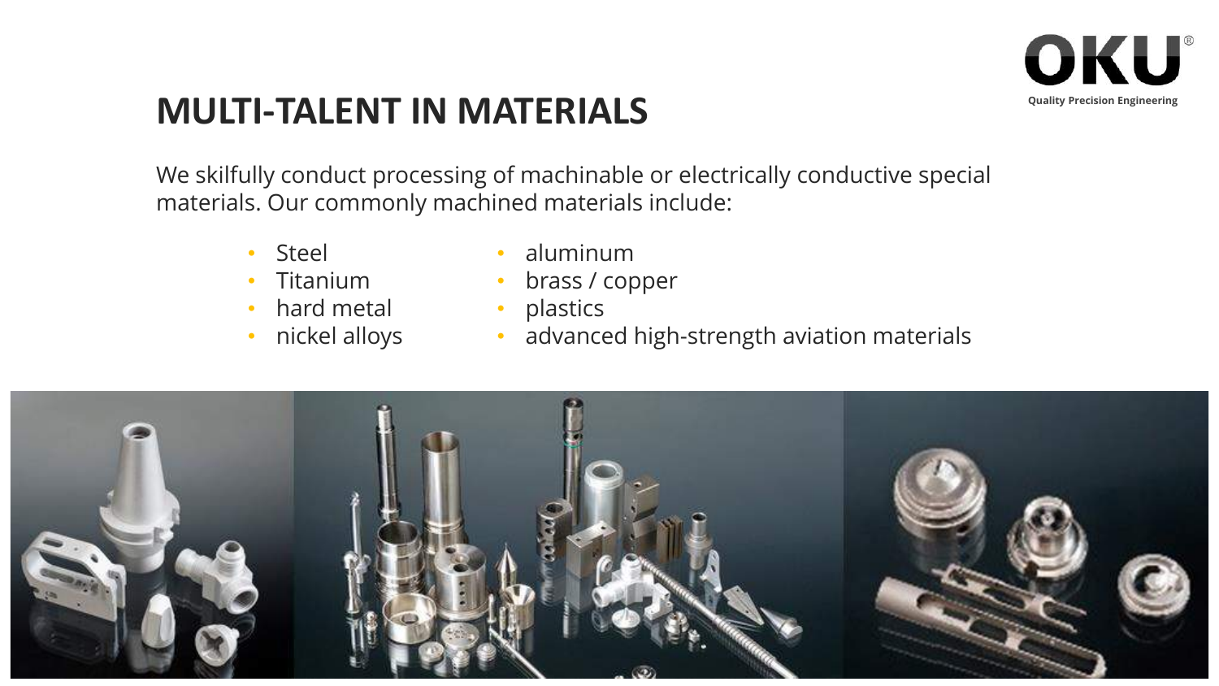# MULTI-TALENT IN MATERIALS

We skilfully conduct processing of machinable or electrically conductive special materials. Our commonly machined materials include:

- Steel
- Titanium
- hard metal
- nickel alloys
- aluminum
- brass / copper
- plastics
- advanced high-strength aviation materials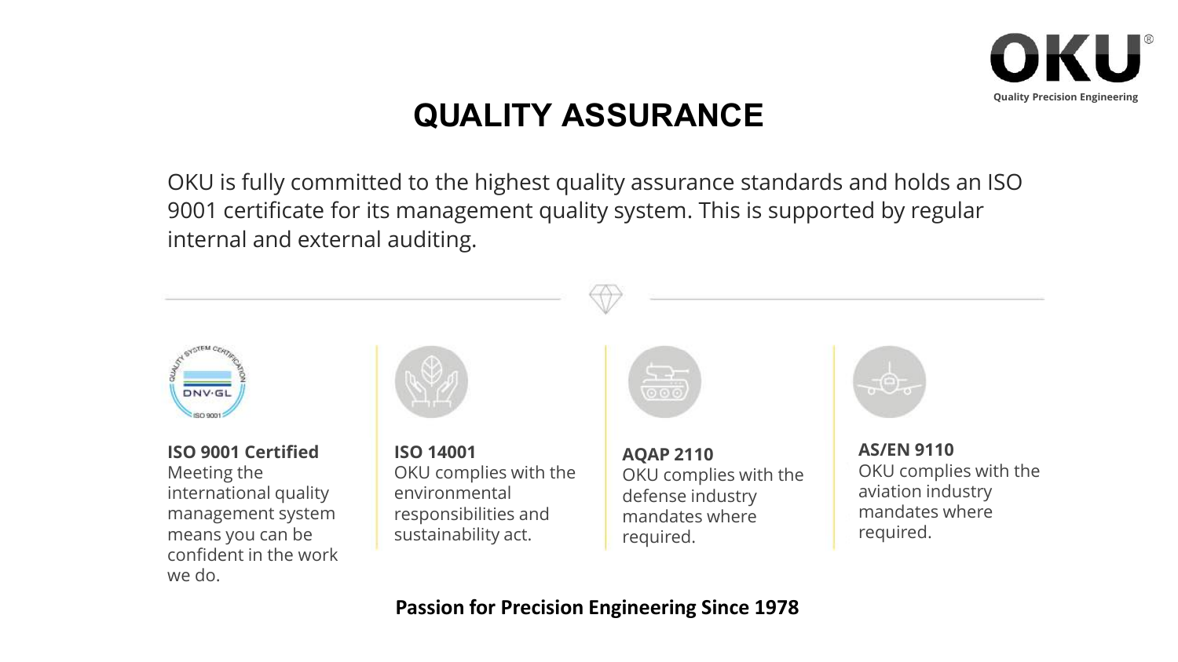# QUALITY ASSURANCE

OKU is fully committed to the highest quality assurance standards and holds an ISO 9001 certificate for its management quality system. This is supported by regular internal and external auditing.

**ISO 9001 Certified**
Meeting the international quality management system means you can be confident in the work we do.

**ISO 14001**
OKU complies with the environmental responsibilities and sustainability act.

**AQAP 2110**
OKU complies with the defense industry mandates where required.

**AS/EN 9110**
OKU complies with the aviation industry mandates where required.

**Passion for Precision Engineering Since 1978**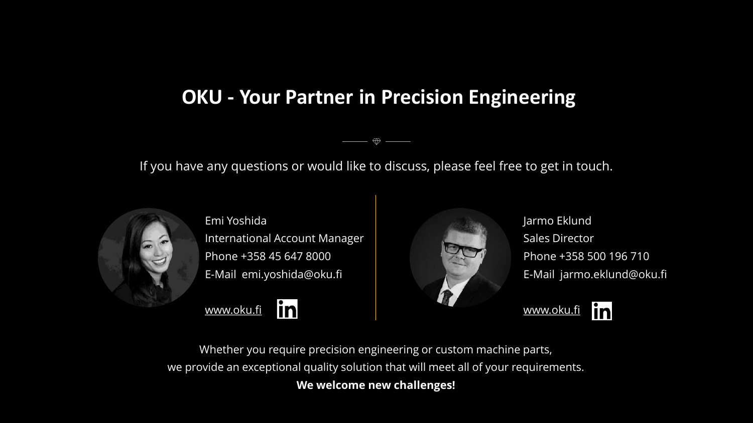# OKU - Your Partner in Precision Engineering

If you have any questions or would like to discuss, please feel free to get in touch.

Emi Yoshida
International Account Manager
Phone +358 45 647 8000
E-Mail emi.yoshida@oku.fi

www.oku.fi

Jarmo Eklund
Sales Director
Phone +358 500 196 710
E-Mail jarmo.eklund@oku.fi

www.oku.fi

Whether you require precision engineering or custom machine parts,
we provide an exceptional quality solution that will meet all of your requirements.
**We welcome new challenges!**